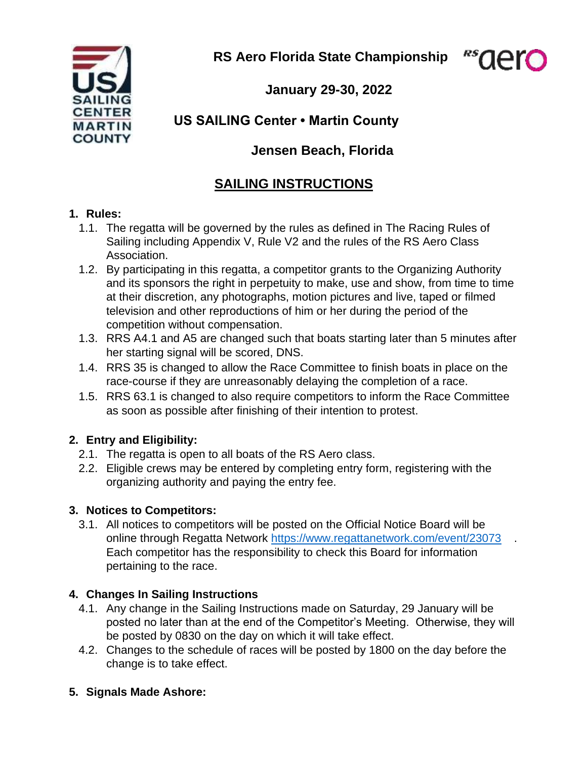# RS Aero Florida State Championship

## January 29-30, 2022

## US SAILING Center • Martin County

## Jensen Beach, Florida

## SAILING INSTRUCTIONS

### 1. Rules:

1.1. The regatta will be governed by the rules as defined in The Racing Rules of Sailing including Appendix V, Rule V2 and the rules of the RS Aero Class Association.

1.2. By participating in this regatta, a competitor grants to the Organizing Authority and its sponsors the right in perpetuity to make, use and show, from time to time at their discretion, any photographs, motion pictures and live, taped or filmed television and other reproductions of him or her during the period of the competition without compensation.

1.3. RRS A4.1 and A5 are changed such that boats starting later than 5 minutes after her starting signal will be scored, DNS.

1.4. RRS 35 is changed to allow the Race Committee to finish boats in place on the race-course if they are unreasonably delaying the completion of a race.

1.5. RRS 63.1 is changed to also require competitors to inform the Race Committee as soon as possible after finishing of their intention to protest.

### 2. Entry and Eligibility:

2.1. The regatta is open to all boats of the RS Aero class.

2.2. Eligible crews may be entered by completing entry form, registering with the organizing authority and paying the entry fee.

### 3. Notices to Competitors:

3.1. All notices to competitors will be posted on the Official Notice Board will be online through Regatta Network https://www.regattanetwork.com/event/23073 . Each competitor has the responsibility to check this Board for information pertaining to the race.

### 4. Changes In Sailing Instructions

4.1. Any change in the Sailing Instructions made on Saturday, 29 January will be posted no later than at the end of the Competitor's Meeting. Otherwise, they will be posted by 0830 on the day on which it will take effect.

4.2. Changes to the schedule of races will be posted by 1800 on the day before the change is to take effect.

### 5. Signals Made Ashore: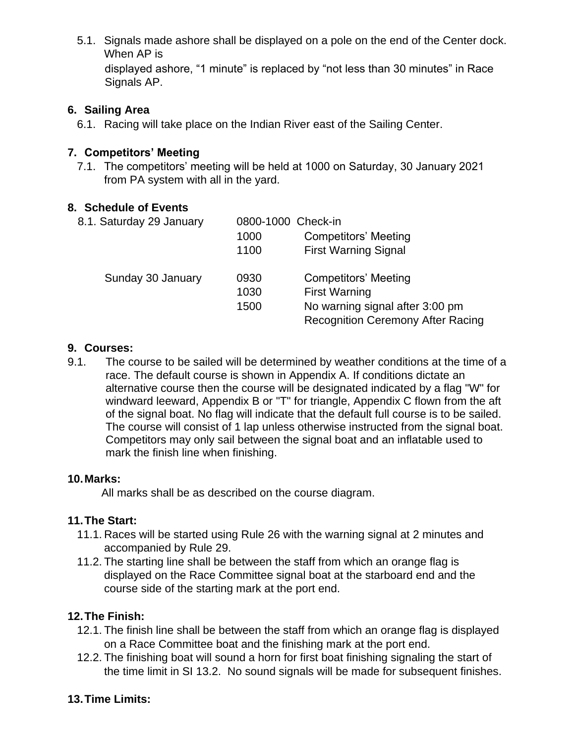5.1. Signals made ashore shall be displayed on a pole on the end of the Center dock. When AP is displayed ashore, “1 minute” is replaced by “not less than 30 minutes” in Race Signals AP.

## 6. Sailing Area

6.1. Racing will take place on the Indian River east of the Sailing Center.

## 7. Competitors’ Meeting

7.1. The competitors’ meeting will be held at 1000 on Saturday, 30 January 2021 from PA system with all in the yard.

## 8. Schedule of Events

| | | |
|---|---|---|
| 8.1. Saturday 29 January | 0800-1000 | Check-in |
| | 1000 | Competitors’ Meeting |
| | 1100 | First Warning Signal |
| Sunday 30 January | 0930 | Competitors’ Meeting |
| | 1030 | First Warning |
| | 1500 | No warning signal after 3:00 pm |
| | | Recognition Ceremony After Racing |

## 9. Courses:

9.1. The course to be sailed will be determined by weather conditions at the time of a race. The default course is shown in Appendix A. If conditions dictate an alternative course then the course will be designated indicated by a flag "W" for windward leeward, Appendix B or "T" for triangle, Appendix C flown from the aft of the signal boat. No flag will indicate that the default full course is to be sailed. The course will consist of 1 lap unless otherwise instructed from the signal boat. Competitors may only sail between the signal boat and an inflatable used to mark the finish line when finishing.

## 10. Marks:

All marks shall be as described on the course diagram.

## 11. The Start:

11.1. Races will be started using Rule 26 with the warning signal at 2 minutes and accompanied by Rule 29.

11.2. The starting line shall be between the staff from which an orange flag is displayed on the Race Committee signal boat at the starboard end and the course side of the starting mark at the port end.

## 12. The Finish:

12.1. The finish line shall be between the staff from which an orange flag is displayed on a Race Committee boat and the finishing mark at the port end.

12.2. The finishing boat will sound a horn for first boat finishing signaling the start of the time limit in SI 13.2. No sound signals will be made for subsequent finishes.

## 13. Time Limits: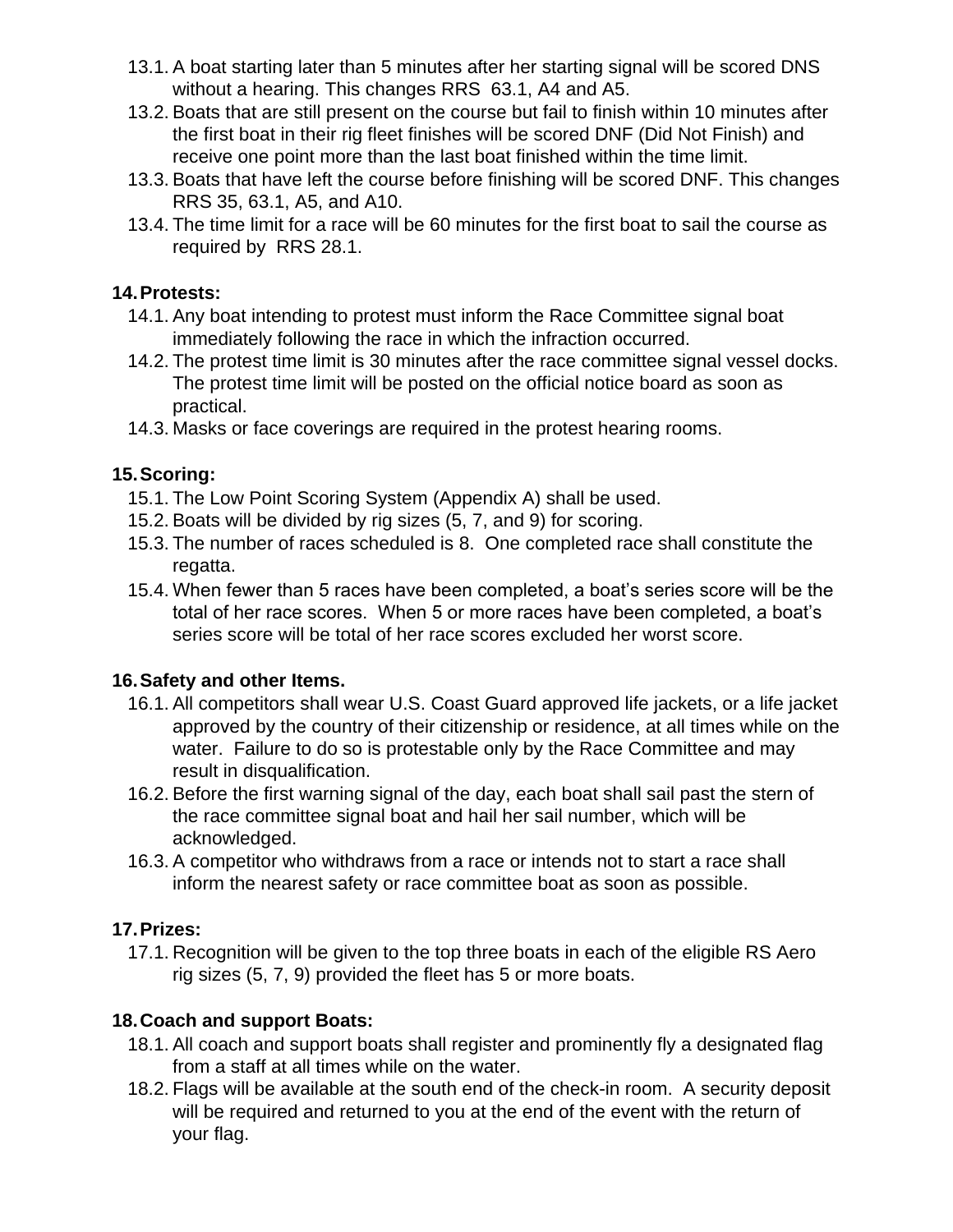13.1. A boat starting later than 5 minutes after her starting signal will be scored DNS without a hearing. This changes RRS 63.1, A4 and A5.

13.2. Boats that are still present on the course but fail to finish within 10 minutes after the first boat in their rig fleet finishes will be scored DNF (Did Not Finish) and receive one point more than the last boat finished within the time limit.

13.3. Boats that have left the course before finishing will be scored DNF. This changes RRS 35, 63.1, A5, and A10.

13.4. The time limit for a race will be 60 minutes for the first boat to sail the course as required by RRS 28.1.

## 14. Protests:

14.1. Any boat intending to protest must inform the Race Committee signal boat immediately following the race in which the infraction occurred.

14.2. The protest time limit is 30 minutes after the race committee signal vessel docks. The protest time limit will be posted on the official notice board as soon as practical.

14.3. Masks or face coverings are required in the protest hearing rooms.

## 15. Scoring:

15.1. The Low Point Scoring System (Appendix A) shall be used.

15.2. Boats will be divided by rig sizes (5, 7, and 9) for scoring.

15.3. The number of races scheduled is 8. One completed race shall constitute the regatta.

15.4. When fewer than 5 races have been completed, a boat's series score will be the total of her race scores. When 5 or more races have been completed, a boat's series score will be total of her race scores excluded her worst score.

## 16. Safety and other Items.

16.1. All competitors shall wear U.S. Coast Guard approved life jackets, or a life jacket approved by the country of their citizenship or residence, at all times while on the water. Failure to do so is protestable only by the Race Committee and may result in disqualification.

16.2. Before the first warning signal of the day, each boat shall sail past the stern of the race committee signal boat and hail her sail number, which will be acknowledged.

16.3. A competitor who withdraws from a race or intends not to start a race shall inform the nearest safety or race committee boat as soon as possible.

## 17. Prizes:

17.1. Recognition will be given to the top three boats in each of the eligible RS Aero rig sizes (5, 7, 9) provided the fleet has 5 or more boats.

## 18. Coach and support Boats:

18.1. All coach and support boats shall register and prominently fly a designated flag from a staff at all times while on the water.

18.2. Flags will be available at the south end of the check-in room. A security deposit will be required and returned to you at the end of the event with the return of your flag.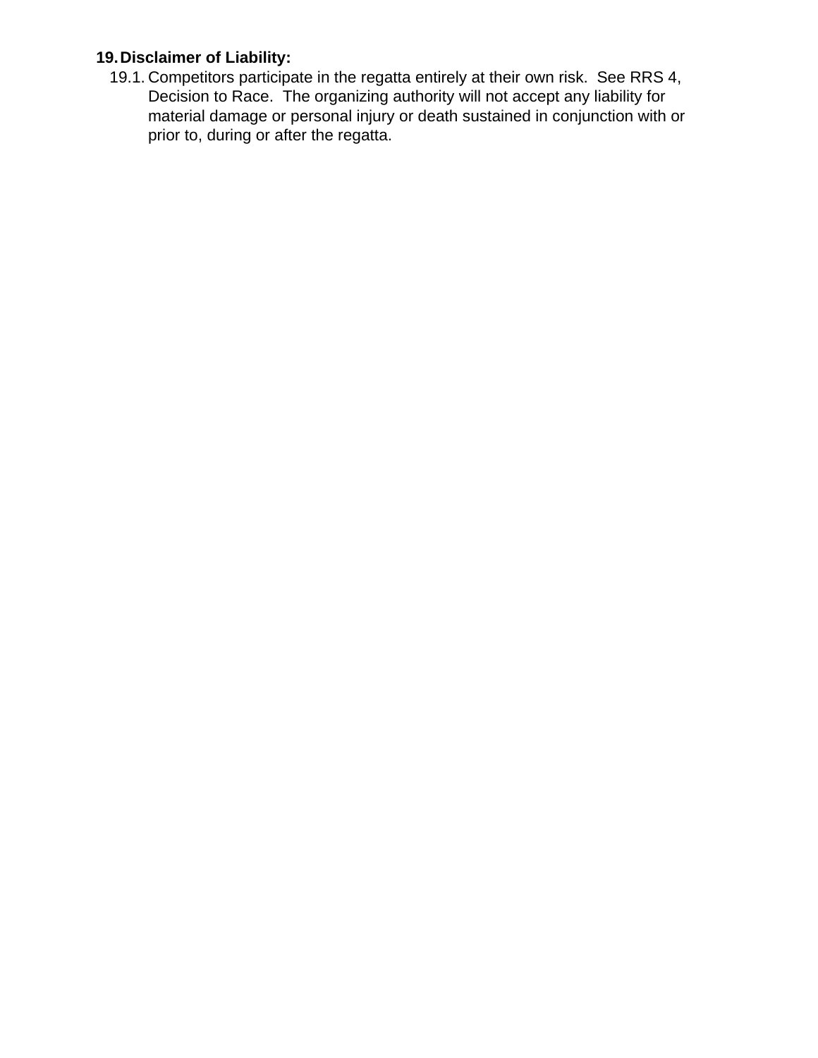**19. Disclaimer of Liability:**

19.1. Competitors participate in the regatta entirely at their own risk.  See RRS 4, Decision to Race.  The organizing authority will not accept any liability for material damage or personal injury or death sustained in conjunction with or prior to, during or after the regatta.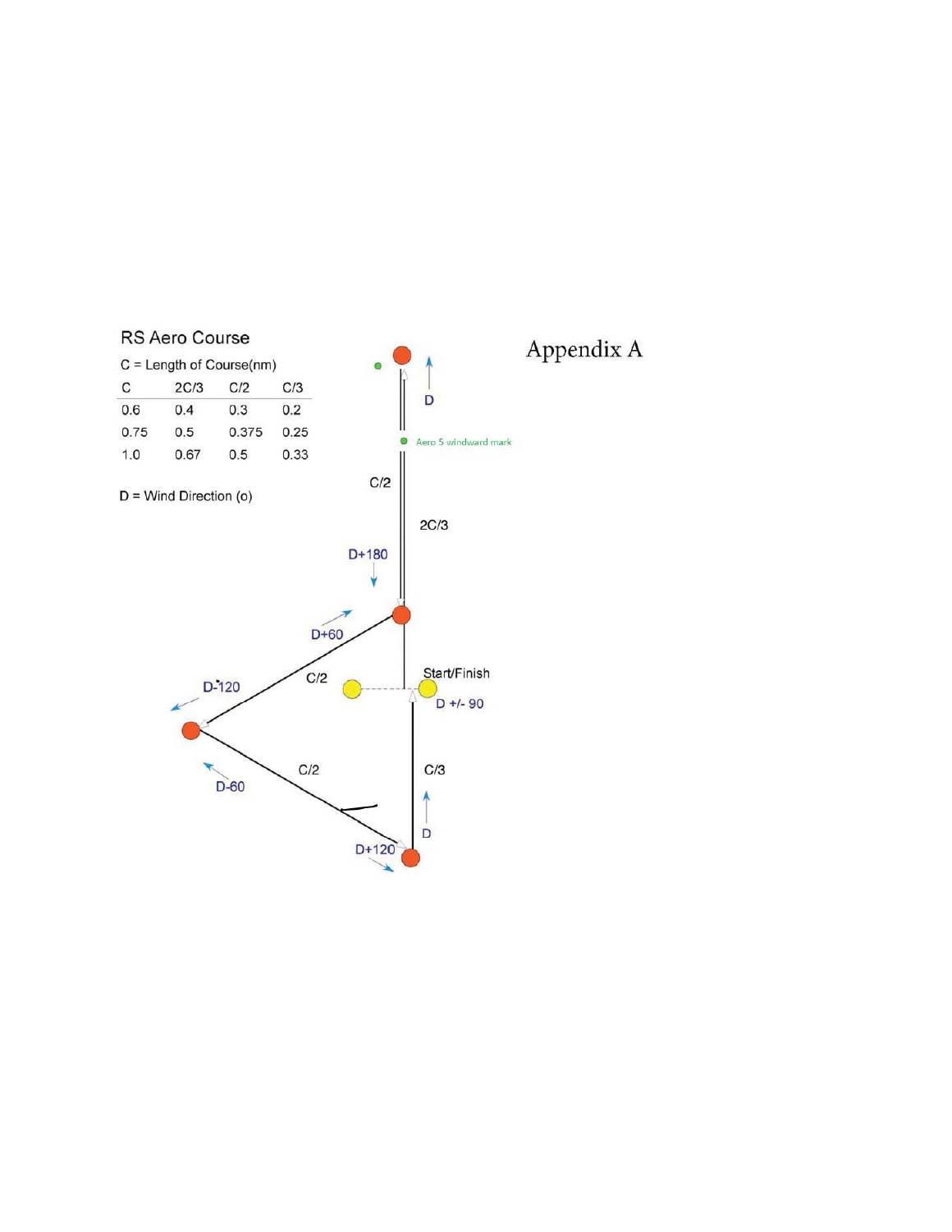# Appendix A

## RS Aero Course

C = Length of Course(nm)

| C | 2C/3 | C/2 | C/3 |
|---|---|---|---|
| 0.6 | 0.4 | 0.3 | 0.2 |
| 0.75 | 0.5 | 0.375 | 0.25 |
| 1.0 | 0.67 | 0.5 | 0.33 |

D = Wind Direction (o)

D

Aero 5 windward mark

C/2

2C/3

D+180

D+60

D-120

C/2

Start/Finish

D +/- 90

C/2

C/3

D-60

D

D+120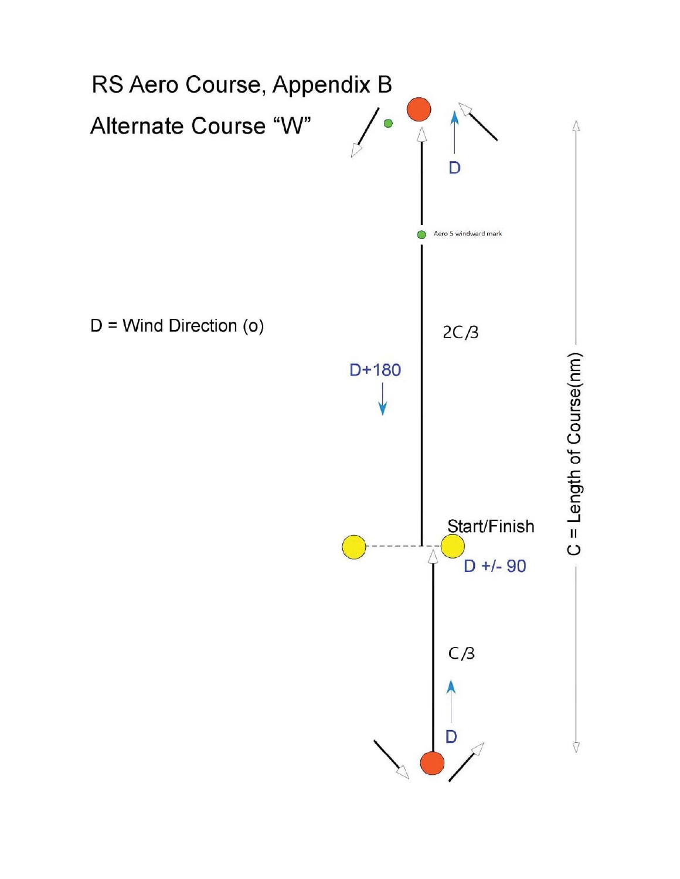# RS Aero Course, Appendix B

## Alternate Course "W"

D = Wind Direction (o)

D

Aero 5 windward mark

2C/3

D+180

Start/Finish

D +/- 90

C/3

D

C = Length of Course(nm)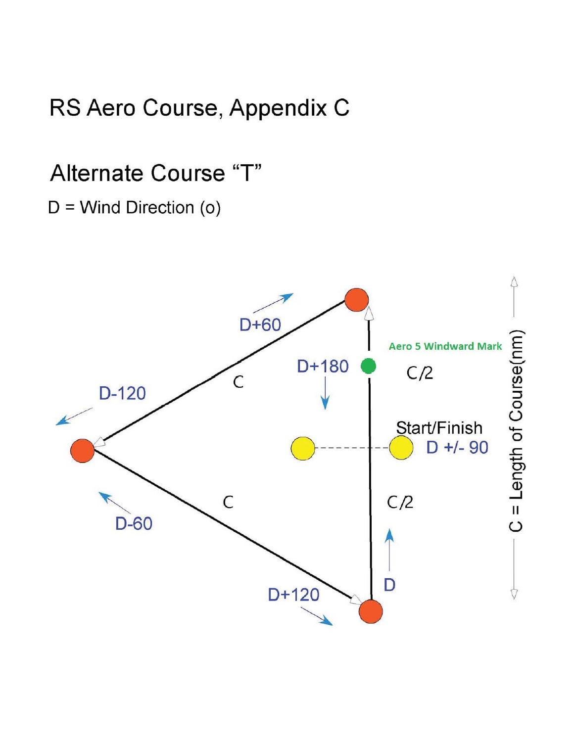# RS Aero Course, Appendix C

## Alternate Course "T"

D = Wind Direction (o)

D+60

C

D+180

Aero 5 Windward Mark

C/2

D-120

Start/Finish

D +/- 90

C

C/2

D-60

D

D+120

C = Length of Course(nm)